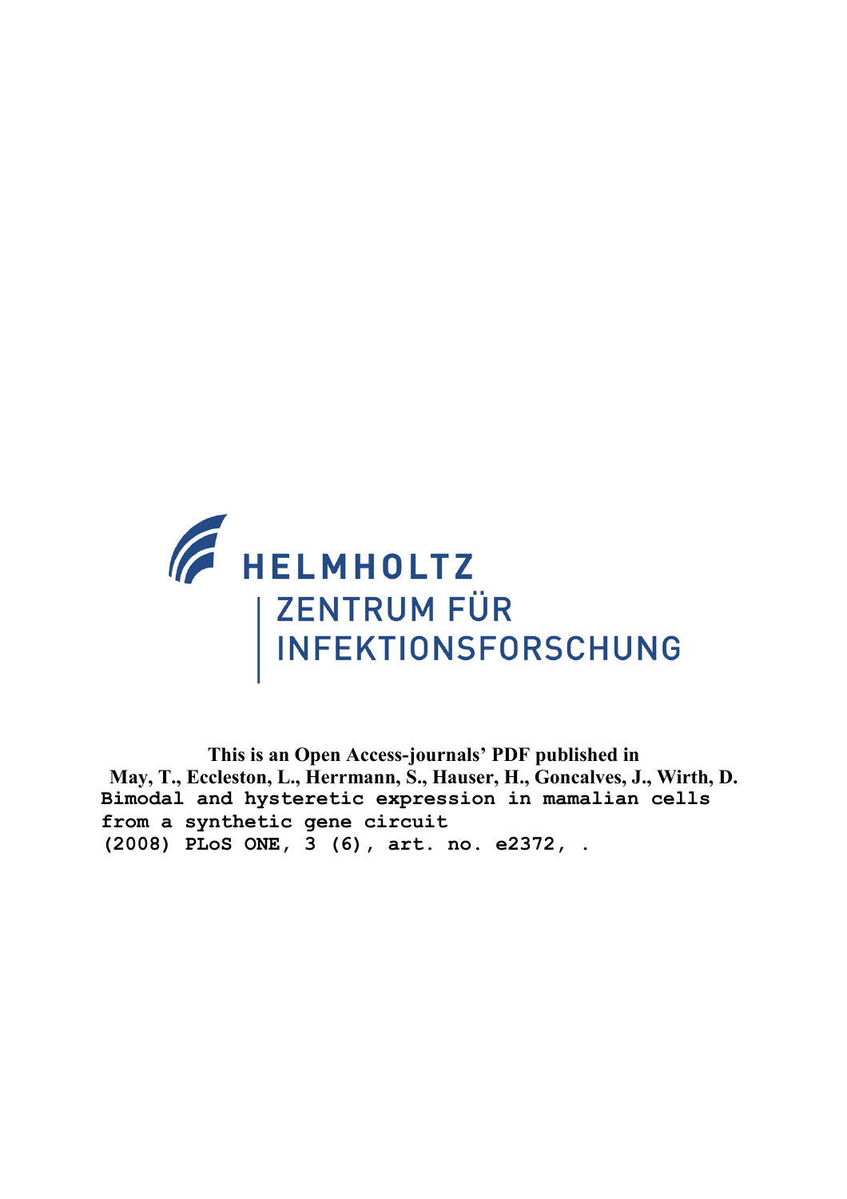HELMHOLTZ

ZENTRUM FÜR INFEKTIONSFORSCHUNG

**This is an Open Access-journals' PDF published in**
**May, T., Eccleston, L., Herrmann, S., Hauser, H., Goncalves, J., Wirth, D.**

```
Bimodal and hysteretic expression in mamalian cells
from a synthetic gene circuit
(2008) PLoS ONE, 3 (6), art. no. e2372, .
```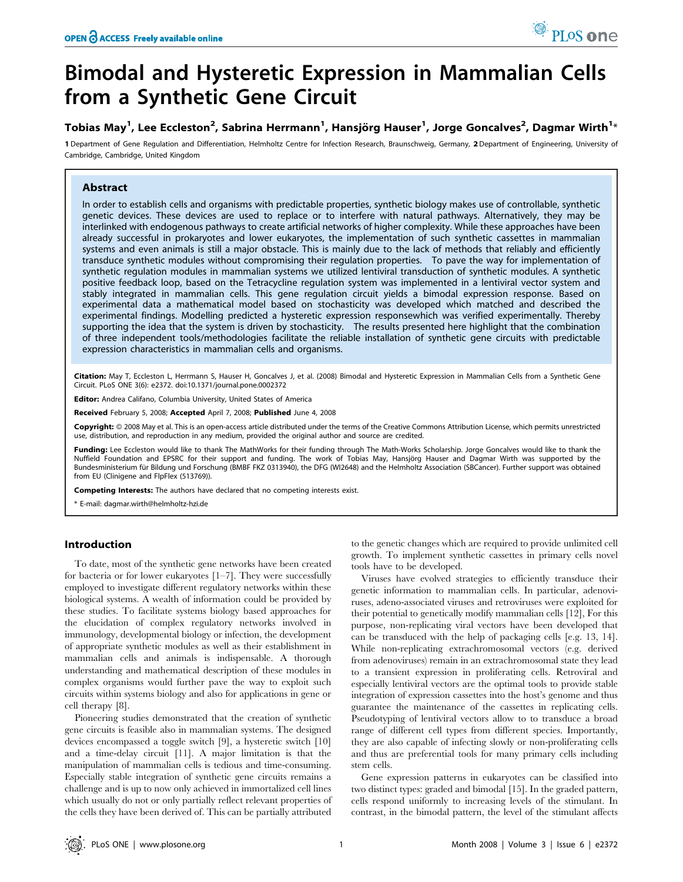# Bimodal and Hysteretic Expression in Mammalian Cells from a Synthetic Gene Circuit

**Tobias May[1], Lee Eccleston[2], Sabrina Herrmann[1], Hansjörg Hauser[1], Jorge Goncalves[2], Dagmar Wirth[1]***

**1** Department of Gene Regulation and Differentiation, Helmholtz Centre for Infection Research, Braunschweig, Germany, **2** Department of Engineering, University of Cambridge, Cambridge, United Kingdom

## Abstract

In order to establish cells and organisms with predictable properties, synthetic biology makes use of controllable, synthetic genetic devices. These devices are used to replace or to interfere with natural pathways. Alternatively, they may be interlinked with endogenous pathways to create artificial networks of higher complexity. While these approaches have been already successful in prokaryotes and lower eukaryotes, the implementation of such synthetic cassettes in mammalian systems and even animals is still a major obstacle. This is mainly due to the lack of methods that reliably and efficiently transduce synthetic modules without compromising their regulation properties. To pave the way for implementation of synthetic regulation modules in mammalian systems we utilized lentiviral transduction of synthetic modules. A synthetic positive feedback loop, based on the Tetracycline regulation system was implemented in a lentiviral vector system and stably integrated in mammalian cells. This gene regulation circuit yields a bimodal expression response. Based on experimental data a mathematical model based on stochasticity was developed which matched and described the experimental findings. Modelling predicted a hysteretic expression responsewhich was verified experimentally. Thereby supporting the idea that the system is driven by stochasticity. The results presented here highlight that the combination of three independent tools/methodologies facilitate the reliable installation of synthetic gene circuits with predictable expression characteristics in mammalian cells and organisms.

**Citation:** May T, Eccleston L, Herrmann S, Hauser H, Goncalves J, et al. (2008) Bimodal and Hysteretic Expression in Mammalian Cells from a Synthetic Gene Circuit. PLoS ONE 3(6): e2372. doi:10.1371/journal.pone.0002372

**Editor:** Andrea Califano, Columbia University, United States of America

**Received** February 5, 2008; **Accepted** April 7, 2008; **Published** June 4, 2008

**Copyright:** © 2008 May et al. This is an open-access article distributed under the terms of the Creative Commons Attribution License, which permits unrestricted use, distribution, and reproduction in any medium, provided the original author and source are credited.

**Funding:** Lee Eccleston would like to thank The MathWorks for their funding through The Math-Works Scholarship. Jorge Goncalves would like to thank the Nuffield Foundation and EPSRC for their support and funding. The work of Tobias May, Hansjörg Hauser and Dagmar Wirth was supported by the Bundesministerium für Bildung und Forschung (BMBF FKZ 0313940), the DFG (WI2648) and the Helmholtz Association (SBCancer). Further support was obtained from EU (Clinigene and FlpFlex (513769)).

**Competing Interests:** The authors have declared that no competing interests exist.

\* E-mail: dagmar.wirth@helmholtz-hzi.de

## Introduction

To date, most of the synthetic gene networks have been created for bacteria or for lower eukaryotes [1–7]. They were successfully employed to investigate different regulatory networks within these biological systems. A wealth of information could be provided by these studies. To facilitate systems biology based approaches for the elucidation of complex regulatory networks involved in immunology, developmental biology or infection, the development of appropriate synthetic modules as well as their establishment in mammalian cells and animals is indispensable. A thorough understanding and mathematical description of these modules in complex organisms would further pave the way to exploit such circuits within systems biology and also for applications in gene or cell therapy [8].

Pioneering studies demonstrated that the creation of synthetic gene circuits is feasible also in mammalian systems. The designed devices encompassed a toggle switch [9], a hysteretic switch [10] and a time-delay circuit [11]. A major limitation is that the manipulation of mammalian cells is tedious and time-consuming. Especially stable integration of synthetic gene circuits remains a challenge and is up to now only achieved in immortalized cell lines which usually do not or only partially reflect relevant properties of the cells they have been derived of. This can be partially attributed to the genetic changes which are required to provide unlimited cell growth. To implement synthetic cassettes in primary cells novel tools have to be developed.

Viruses have evolved strategies to efficiently transduce their genetic information to mammalian cells. In particular, adenoviruses, adeno-associated viruses and retroviruses were exploited for their potential to genetically modify mammalian cells [12], For this purpose, non-replicating viral vectors have been developed that can be transduced with the help of packaging cells [e.g. 13, 14]. While non-replicating extrachromosomal vectors (e.g. derived from adenoviruses) remain in an extrachromosomal state they lead to a transient expression in proliferating cells. Retroviral and especially lentiviral vectors are the optimal tools to provide stable integration of expression cassettes into the host's genome and thus guarantee the maintenance of the cassettes in replicating cells. Pseudotyping of lentiviral vectors allow to to transduce a broad range of different cell types from different species. Importantly, they are also capable of infecting slowly or non-proliferating cells and thus are preferential tools for many primary cells including stem cells.

Gene expression patterns in eukaryotes can be classified into two distinct types: graded and bimodal [15]. In the graded pattern, cells respond uniformly to increasing levels of the stimulant. In contrast, in the bimodal pattern, the level of the stimulant affects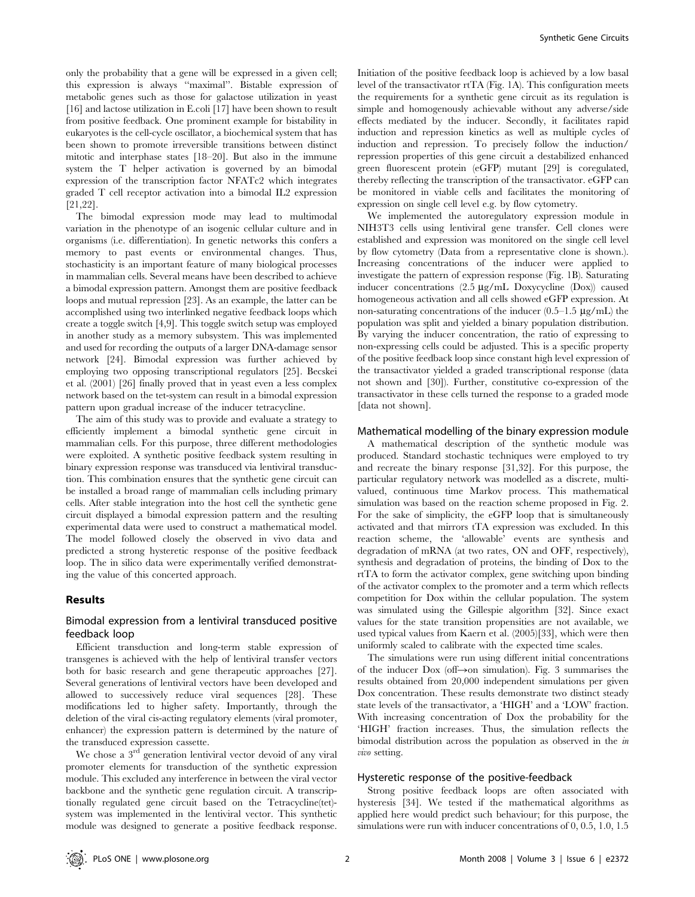only the probability that a gene will be expressed in a given cell; this expression is always "maximal". Bistable expression of metabolic genes such as those for galactose utilization in yeast [16] and lactose utilization in E.coli [17] have been shown to result from positive feedback. One prominent example for bistability in eukaryotes is the cell-cycle oscillator, a biochemical system that has been shown to promote irreversible transitions between distinct mitotic and interphase states [18–20]. But also in the immune system the T helper activation is governed by an bimodal expression of the transcription factor NFATc2 which integrates graded T cell receptor activation into a bimodal IL2 expression [21,22].

The bimodal expression mode may lead to multimodal variation in the phenotype of an isogenic cellular culture and in organisms (i.e. differentiation). In genetic networks this confers a memory to past events or environmental changes. Thus, stochasticity is an important feature of many biological processes in mammalian cells. Several means have been described to achieve a bimodal expression pattern. Amongst them are positive feedback loops and mutual repression [23]. As an example, the latter can be accomplished using two interlinked negative feedback loops which create a toggle switch [4,9]. This toggle switch setup was employed in another study as a memory subsystem. This was implemented and used for recording the outputs of a larger DNA-damage sensor network [24]. Bimodal expression was further achieved by employing two opposing transcriptional regulators [25]. Becskei et al. (2001) [26] finally proved that in yeast even a less complex network based on the tet-system can result in a bimodal expression pattern upon gradual increase of the inducer tetracycline.

The aim of this study was to provide and evaluate a strategy to efficiently implement a bimodal synthetic gene circuit in mammalian cells. For this purpose, three different methodologies were exploited. A synthetic positive feedback system resulting in binary expression response was transduced via lentiviral transduction. This combination ensures that the synthetic gene circuit can be installed a broad range of mammalian cells including primary cells. After stable integration into the host cell the synthetic gene circuit displayed a bimodal expression pattern and the resulting experimental data were used to construct a mathematical model. The model followed closely the observed in vivo data and predicted a strong hysteretic response of the positive feedback loop. The in silico data were experimentally verified demonstrating the value of this concerted approach.

## Results

### Bimodal expression from a lentiviral transduced positive feedback loop

Efficient transduction and long-term stable expression of transgenes is achieved with the help of lentiviral transfer vectors both for basic research and gene therapeutic approaches [27]. Several generations of lentiviral vectors have been developed and allowed to successively reduce viral sequences [28]. These modifications led to higher safety. Importantly, through the deletion of the viral cis-acting regulatory elements (viral promoter, enhancer) the expression pattern is determined by the nature of the transduced expression cassette.

We chose a 3[rd] generation lentiviral vector devoid of any viral promoter elements for transduction of the synthetic expression module. This excluded any interference in between the viral vector backbone and the synthetic gene regulation circuit. A transcriptionally regulated gene circuit based on the Tetracycline(tet)-system was implemented in the lentiviral vector. This synthetic module was designed to generate a positive feedback response. Initiation of the positive feedback loop is achieved by a low basal level of the transactivator rtTA (Fig. 1A). This configuration meets the requirements for a synthetic gene circuit as its regulation is simple and homogenously achievable without any adverse/side effects mediated by the inducer. Secondly, it facilitates rapid induction and repression kinetics as well as multiple cycles of induction and repression. To precisely follow the induction/repression properties of this gene circuit a destabilized enhanced green fluorescent protein (eGFP) mutant [29] is coregulated, thereby reflecting the transcription of the transactivator. eGFP can be monitored in viable cells and facilitates the monitoring of expression on single cell level e.g. by flow cytometry.

We implemented the autoregulatory expression module in NIH3T3 cells using lentiviral gene transfer. Cell clones were established and expression was monitored on the single cell level by flow cytometry (Data from a representative clone is shown.). Increasing concentrations of the inducer were applied to investigate the pattern of expression response (Fig. 1B). Saturating inducer concentrations (2.5 µg/mL Doxycycline (Dox)) caused homogeneous activation and all cells showed eGFP expression. At non-saturating concentrations of the inducer (0.5–1.5 µg/mL) the population was split and yielded a binary population distribution. By varying the inducer concentration, the ratio of expressing to non-expressing cells could be adjusted. This is a specific property of the positive feedback loop since constant high level expression of the transactivator yielded a graded transcriptional response (data not shown and [30]). Further, constitutive co-expression of the transactivator in these cells turned the response to a graded mode [data not shown].

### Mathematical modelling of the binary expression module

A mathematical description of the synthetic module was produced. Standard stochastic techniques were employed to try and recreate the binary response [31,32]. For this purpose, the particular regulatory network was modelled as a discrete, multi-valued, continuous time Markov process. This mathematical simulation was based on the reaction scheme proposed in Fig. 2. For the sake of simplicity, the eGFP loop that is simultaneously activated and that mirrors tTA expression was excluded. In this reaction scheme, the 'allowable' events are synthesis and degradation of mRNA (at two rates, ON and OFF, respectively), synthesis and degradation of proteins, the binding of Dox to the rtTA to form the activator complex, gene switching upon binding of the activator complex to the promoter and a term which reflects competition for Dox within the cellular population. The system was simulated using the Gillespie algorithm [32]. Since exact values for the state transition propensities are not available, we used typical values from Kaern et al. (2005)[33], which were then uniformly scaled to calibrate with the expected time scales.

The simulations were run using different initial concentrations of the inducer Dox (off→on simulation). Fig. 3 summarises the results obtained from 20,000 independent simulations per given Dox concentration. These results demonstrate two distinct steady state levels of the transactivator, a 'HIGH' and a 'LOW' fraction. With increasing concentration of Dox the probability for the 'HIGH' fraction increases. Thus, the simulation reflects the bimodal distribution across the population as observed in the *in vivo* setting.

### Hysteretic response of the positive-feedback

Strong positive feedback loops are often associated with hysteresis [34]. We tested if the mathematical algorithms as applied here would predict such behaviour; for this purpose, the simulations were run with inducer concentrations of 0, 0.5, 1.0, 1.5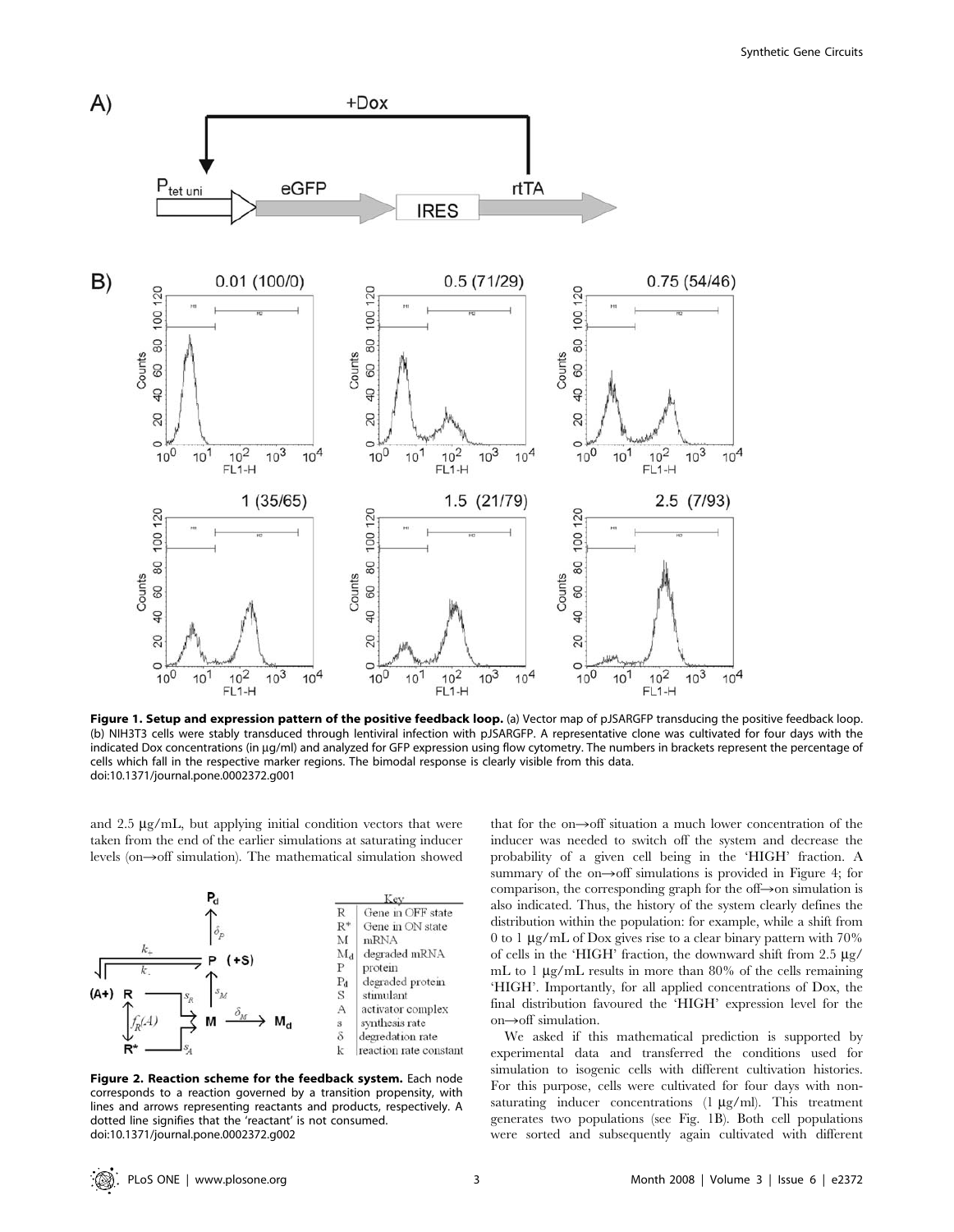**Figure 1. Setup and expression pattern of the positive feedback loop.** (a) Vector map of pJSARGFP transducing the positive feedback loop. (b) NIH3T3 cells were stably transduced through lentiviral infection with pJSARGFP. A representative clone was cultivated for four days with the indicated Dox concentrations (in µg/ml) and analyzed for GFP expression using flow cytometry. The numbers in brackets represent the percentage of cells which fall in the respective marker regions. The bimodal response is clearly visible from this data.
doi:10.1371/journal.pone.0002372.g001

and 2.5 µg/mL, but applying initial condition vectors that were taken from the end of the earlier simulations at saturating inducer levels (on→off simulation). The mathematical simulation showed

**Figure 2. Reaction scheme for the feedback system.** Each node corresponds to a reaction governed by a transition propensity, with lines and arrows representing reactants and products, respectively. A dotted line signifies that the 'reactant' is not consumed.
doi:10.1371/journal.pone.0002372.g002

that for the on→off situation a much lower concentration of the inducer was needed to switch off the system and decrease the probability of a given cell being in the 'HIGH' fraction. A summary of the on→off simulations is provided in Figure 4; for comparison, the corresponding graph for the off→on simulation is also indicated. Thus, the history of the system clearly defines the distribution within the population: for example, while a shift from 0 to 1 µg/mL of Dox gives rise to a clear binary pattern with 70% of cells in the 'HIGH' fraction, the downward shift from 2.5 µg/mL to 1 µg/mL results in more than 80% of the cells remaining 'HIGH'. Importantly, for all applied concentrations of Dox, the final distribution favoured the 'HIGH' expression level for the on→off simulation.

We asked if this mathematical prediction is supported by experimental data and transferred the conditions used for simulation to isogenic cells with different cultivation histories. For this purpose, cells were cultivated for four days with non-saturating inducer concentrations (1 µg/ml). This treatment generates two populations (see Fig. 1B). Both cell populations were sorted and subsequently again cultivated with different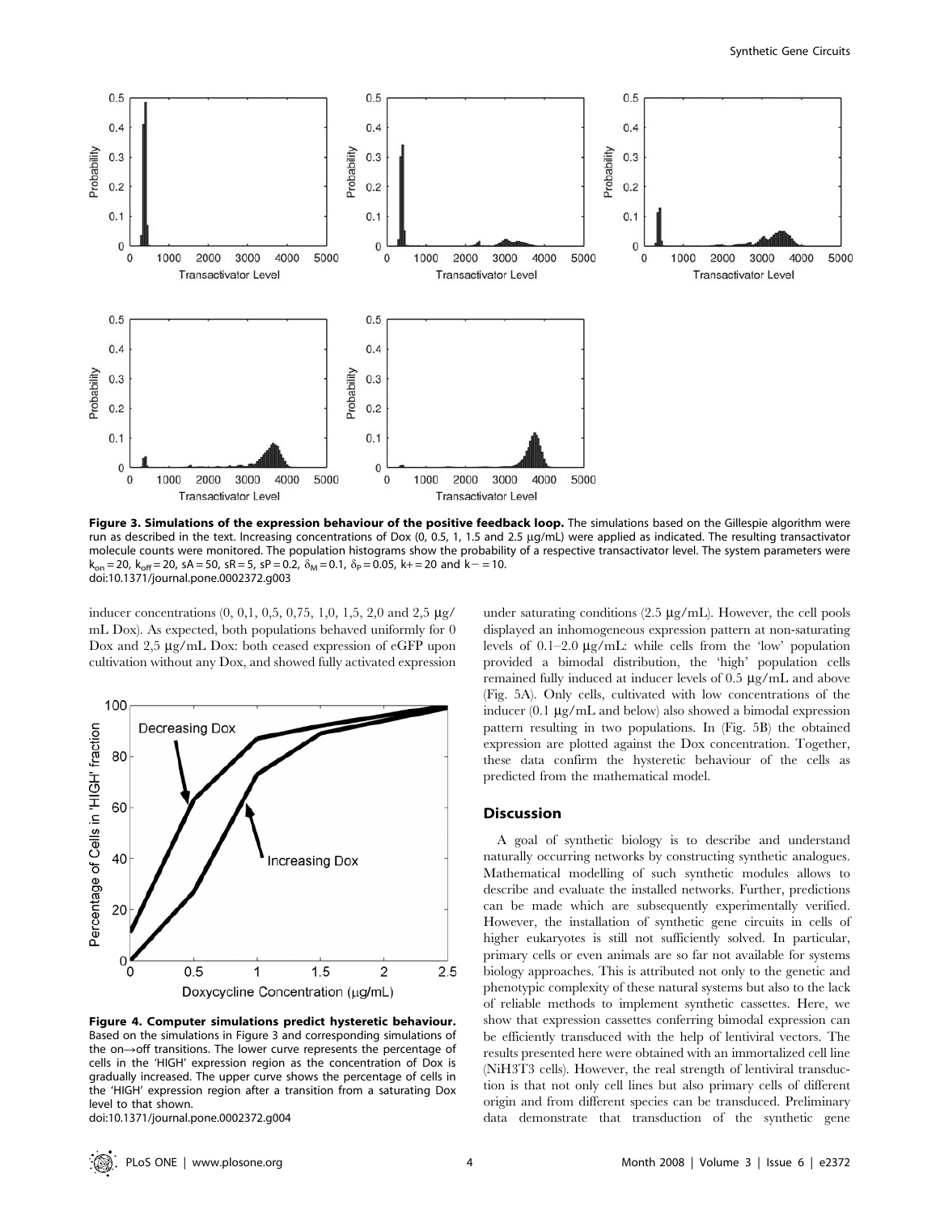**Figure 3. Simulations of the expression behaviour of the positive feedback loop.** The simulations based on the Gillespie algorithm were run as described in the text. Increasing concentrations of Dox (0, 0.5, 1, 1.5 and 2.5 µg/mL) were applied as indicated. The resulting transactivator molecule counts were monitored. The population histograms show the probability of a respective transactivator level. The system parameters were $k_{on} = 20$, $k_{off} = 20$, sA = 50, sR = 5, sP = 0.2, $\delta_M = 0.1$, $\delta_P = 0.05$, k+ = 20 and k− = 10.
doi:10.1371/journal.pone.0002372.g003

inducer concentrations (0, 0,1, 0,5, 0,75, 1,0, 1,5, 2,0 and 2,5 µg/mL Dox). As expected, both populations behaved uniformly for 0 Dox and 2,5 µg/mL Dox: both ceased expression of eGFP upon cultivation without any Dox, and showed fully activated expression under saturating conditions (2.5 µg/mL). However, the cell pools displayed an inhomogeneous expression pattern at non-saturating levels of 0.1–2.0 µg/mL: while cells from the 'low' population provided a bimodal distribution, the 'high' population cells remained fully induced at inducer levels of 0.5 µg/mL and above (Fig. 5A). Only cells, cultivated with low concentrations of the inducer (0.1 µg/mL and below) also showed a bimodal expression pattern resulting in two populations. In (Fig. 5B) the obtained expression are plotted against the Dox concentration. Together, these data confirm the hysteretic behaviour of the cells as predicted from the mathematical model.

**Figure 4. Computer simulations predict hysteretic behaviour.** Based on the simulations in Figure 3 and corresponding simulations of the on→off transitions. The lower curve represents the percentage of cells in the 'HIGH' expression region as the concentration of Dox is gradually increased. The upper curve shows the percentage of cells in the 'HIGH' expression region after a transition from a saturating Dox level to that shown.
doi:10.1371/journal.pone.0002372.g004

## Discussion

A goal of synthetic biology is to describe and understand naturally occurring networks by constructing synthetic analogues. Mathematical modelling of such synthetic modules allows to describe and evaluate the installed networks. Further, predictions can be made which are subsequently experimentally verified. However, the installation of synthetic gene circuits in cells of higher eukaryotes is still not sufficiently solved. In particular, primary cells or even animals are so far not available for systems biology approaches. This is attributed not only to the genetic and phenotypic complexity of these natural systems but also to the lack of reliable methods to implement synthetic cassettes. Here, we show that expression cassettes conferring bimodal expression can be efficiently transduced with the help of lentiviral vectors. The results presented here were obtained with an immortalized cell line (NiH3T3 cells). However, the real strength of lentiviral transduction is that not only cell lines but also primary cells of different origin and from different species can be transduced. Preliminary data demonstrate that transduction of the synthetic gene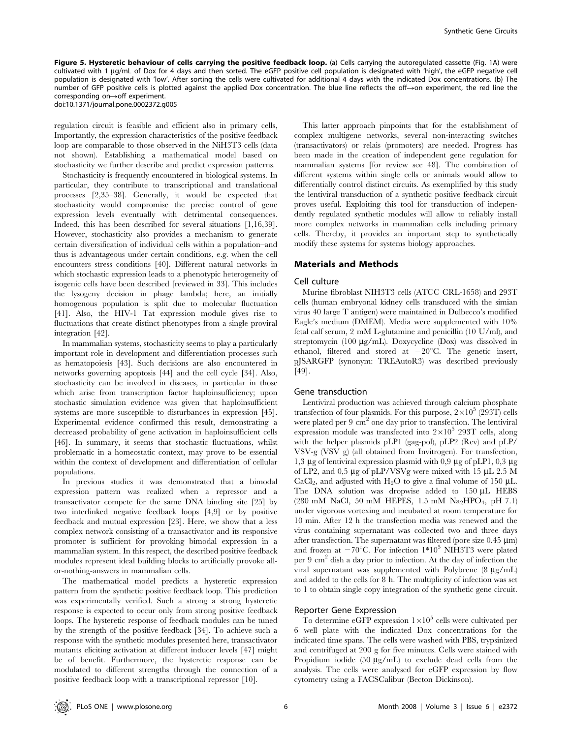**Figure 5. Hysteretic behaviour of cells carrying the positive feedback loop.** (a) Cells carrying the autoregulated cassette (Fig. 1A) were cultivated with 1 µg/mL of Dox for 4 days and then sorted. The eGFP positive cell population is designated with 'high', the eGFP negative cell population is designated with 'low'. After sorting the cells were cultivated for additional 4 days with the indicated Dox concentrations. (b) The number of GFP positive cells is plotted against the applied Dox concentration. The blue line reflects the off→on experiment, the red line the corresponding on→off experiment.
doi:10.1371/journal.pone.0002372.g005

regulation circuit is feasible and efficient also in primary cells, Importantly, the expression characteristics of the positive feedback loop are comparable to those observed in the NiH3T3 cells (data not shown). Establishing a mathematical model based on stochasticity we further describe and predict expression patterns.

Stochasticity is frequently encountered in biological systems. In particular, they contribute to transcriptional and translational processes [2,35–38]. Generally, it would be expected that stochasticity would compromise the precise control of gene expression levels eventually with detrimental consequences. Indeed, this has been described for several situations [1,16,39]. However, stochasticity also provides a mechanism to generate certain diversification of individual cells within a population–and thus is advantageous under certain conditions, e.g. when the cell encounters stress conditions [40]. Different natural networks in which stochastic expression leads to a phenotypic heterogeneity of isogenic cells have been described [reviewed in 33]. This includes the lysogeny decision in phage lambda; here, an initially homogenous population is split due to molecular fluctuation [41]. Also, the HIV-1 Tat expression module gives rise to fluctuations that create distinct phenotypes from a single proviral integration [42].

In mammalian systems, stochasticity seems to play a particularly important role in development and differentiation processes such as hematopoiesis [43]. Such decisions are also encountered in networks governing apoptosis [44] and the cell cycle [34]. Also, stochasticity can be involved in diseases, in particular in those which arise from transcription factor haploinsufficiency; upon stochastic simulation evidence was given that haploinsufficient systems are more susceptible to disturbances in expression [45]. Experimental evidence confirmed this result, demonstrating a decreased probability of gene activation in haploinsufficient cells [46]. In summary, it seems that stochastic fluctuations, whilst problematic in a homeostatic context, may prove to be essential within the context of development and differentiation of cellular populations.

In previous studies it was demonstrated that a bimodal expression pattern was realized when a repressor and a transactivator compete for the same DNA binding site [25] by two interlinked negative feedback loops [4,9] or by positive feedback and mutual expression [23]. Here, we show that a less complex network consisting of a transactivator and its responsive promoter is sufficient for provoking bimodal expression in a mammalian system. In this respect, the described positive feedback modules represent ideal building blocks to artificially provoke all-or-nothing-answers in mammalian cells.

The mathematical model predicts a hysteretic expression pattern from the synthetic positive feedback loop. This prediction was experimentally verified. Such a strong a strong hysteretic response is expected to occur only from strong positive feedback loops. The hysteretic response of feedback modules can be tuned by the strength of the positive feedback [34]. To achieve such a response with the synthetic modules presented here, transactivator mutants eliciting activation at different inducer levels [47] might be of benefit. Furthermore, the hysteretic response can be modulated to different strengths through the connection of a positive feedback loop with a transcriptional repressor [10].

This latter approach pinpoints that for the establishment of complex multigene networks, several non-interacting switches (transactivators) or relais (promoters) are needed. Progress has been made in the creation of independent gene regulation for mammalian systems [for review see 48]. The combination of different systems within single cells or animals would allow to differentially control distinct circuits. As exemplified by this study the lentiviral transduction of a synthetic positive feedback circuit proves useful. Exploiting this tool for transduction of independently regulated synthetic modules will allow to reliably install more complex networks in mammalian cells including primary cells. Thereby, it provides an important step to synthetically modify these systems for systems biology approaches.

## Materials and Methods

### Cell culture

Murine fibroblast NIH3T3 cells (ATCC CRL-1658) and 293T cells (human embryonal kidney cells transduced with the simian virus 40 large T antigen) were maintained in Dulbecco's modified Eagle's medium (DMEM). Media were supplemented with 10% fetal calf serum, 2 mM L-glutamine and penicillin (10 U/ml), and streptomycin (100 µg/mL). Doxycycline (Dox) was dissolved in ethanol, filtered and stored at $-20^{\circ}$C. The genetic insert, pJSARGFP (synonym: TREAutoR3) was described previously [49].

### Gene transduction

Lentiviral production was achieved through calcium phosphate transfection of four plasmids. For this purpose, $2\times10^5$ (293T) cells were plated per 9 $cm^2$ one day prior to transfection. The lentiviral expression module was transfected into $2\times10^5$ 293T cells, along with the helper plasmids pLP1 (gag-pol), pLP2 (Rev) and pLP/VSV-g (VSV g) (all obtained from Invitrogen). For transfection, 1,3 µg of lentiviral expression plasmid with 0,9 µg of pLP1, 0,3 µg of LP2, and 0,5 µg of pLP/VSVg were mixed with 15 µL 2.5 M $CaCl_2$, and adjusted with $H_2O$ to give a final volume of 150 µL. The DNA solution was dropwise added to 150 µL HEBS (280 mM NaCl, 50 mM HEPES, 1.5 mM $Na_2HPO_4$, pH 7.1) under vigorous vortexing and incubated at room temperature for 10 min. After 12 h the transfection media was renewed and the virus containing supernatant was collected two and three days after transfection. The supernatant was filtered (pore size 0.45 µm) and frozen at $-70^{\circ}$C. For infection $1*10^5$ NIH3T3 were plated per 9 $cm^2$ dish a day prior to infection. At the day of infection the viral supernatant was supplemented with Polybrene (8 µg/mL) and added to the cells for 8 h. The multiplicity of infection was set to 1 to obtain single copy integration of the synthetic gene circuit.

### Reporter Gene Expression

To determine eGFP expression $1\times10^5$ cells were cultivated per 6 well plate with the indicated Dox concentrations for the indicated time spans. The cells were washed with PBS, trypsinized and centrifuged at 200 g for five minutes. Cells were stained with Propidium iodide (50 µg/mL) to exclude dead cells from the analysis. The cells were analysed for eGFP expression by flow cytometry using a FACSCalibur (Becton Dickinson).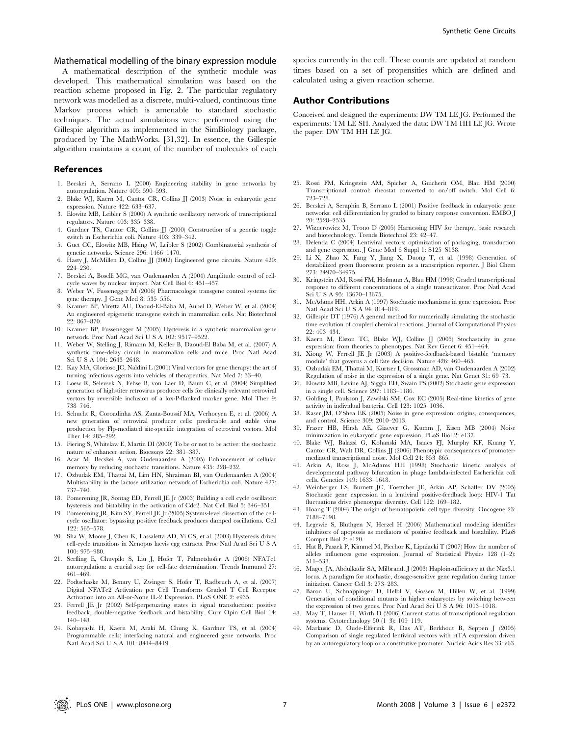### Mathematical modelling of the binary expression module

A mathematical description of the synthetic module was developed. This mathematical simulation was based on the reaction scheme proposed in Fig. 2. The particular regulatory network was modelled as a discrete, multi-valued, continuous time Markov process which is amenable to standard stochastic techniques. The actual simulations were performed using the Gillespie algorithm as implemented in the SimBiology package, produced by The MathWorks. [31,32]. In essence, the Gillespie algorithm maintains a count of the number of molecules of each species currently in the cell. These counts are updated at random times based on a set of propensities which are defined and calculated using a given reaction scheme.

## Author Contributions

Conceived and designed the experiments: DW TM LE JG. Performed the experiments: TM LE SH. Analyzed the data: DW TM HH LE JG. Wrote the paper: DW TM HH LE JG.

## References

1. Becskei A, Serrano L (2000) Engineering stability in gene networks by autoregulation. Nature 405: 590–593.
2. Blake WJ, Kaern M, Cantor CR, Collins JJ (2003) Noise in eukaryotic gene expression. Nature 422: 633–637.
3. Elowitz MB, Leibler S (2000) A synthetic oscillatory network of transcriptional regulators. Nature 403: 335–338.
4. Gardner TS, Cantor CR, Collins JJ (2000) Construction of a genetic toggle switch in Escherichia coli. Nature 403: 339–342.
5. Guet CC, Elowitz MB, Hsing W, Leibler S (2002) Combinatorial synthesis of genetic networks. Science 296: 1466–1470.
6. Hasty J, McMillen D, Collins JJ (2002) Engineered gene circuits. Nature 420: 224–230.
7. Becskei A, Boselli MG, van Oudenaarden A (2004) Amplitude control of cell-cycle waves by nuclear import. Nat Cell Biol 6: 451–457.
8. Weber W, Fussenegger M (2006) Pharmacologic transgene control systems for gene therapy. J Gene Med 8: 535–556.
9. Kramer BP, Viretta AU, Daoud-El-Baba M, Aubel D, Weber W, et al. (2004) An engineered epigenetic transgene switch in mammalian cells. Nat Biotechnol 22: 867–870.
10. Kramer BP, Fussenegger M (2005) Hysteresis in a synthetic mammalian gene network. Proc Natl Acad Sci U S A 102: 9517–9522.
11. Weber W, Stelling J, Rimann M, Keller B, Daoud-El Baba M, et al. (2007) A synthetic time-delay circuit in mammalian cells and mice. Proc Natl Acad Sci U S A 104: 2643–2648.
12. Kay MA, Glorioso JC, Naldini L (2001) Viral vectors for gene therapy: the art of turning infectious agents into vehicles of therapeutics. Nat Med 7: 33–40.
13. Loew R, Selevsek N, Fehse B, von Laer D, Baum C, et al. (2004) Simplified generation of high-titer retrovirus producer cells for clinically relevant retroviral vectors by reversible inclusion of a lox-P-flanked marker gene. Mol Ther 9: 738–746.
14. Schucht R, Coroadinha AS, Zanta-Boussif MA, Verhoeyen E, et al. (2006) A new generation of retroviral producer cells: predictable and stable virus production by Flp-mediated site-specific integration of retroviral vectors. Mol Ther 14: 285–292.
15. Fiering S, Whitelaw E, Martin DI (2000) To be or not to be active: the stochastic nature of enhancer action. Bioessays 22: 381–387.
16. Acar M, Becskei A, van Oudenaarden A (2005) Enhancement of cellular memory by reducing stochastic transitions. Nature 435: 228–232.
17. Ozbudak EM, Thattai M, Lim HN, Shraiman BI, van Oudenaarden A (2004) Multistability in the lactose utilization network of Escherichia coli. Nature 427: 737–740.
18. Pomerening JR, Sontag ED, Ferrell JE Jr (2003) Building a cell cycle oscillator: hysteresis and bistability in the activation of Cdc2. Nat Cell Biol 5: 346–351.
19. Pomerening JR, Kim SY, Ferrell JE Jr (2005) Systems-level dissection of the cell-cycle oscillator: bypassing positive feedback produces damped oscillations. Cell 122: 565–578.
20. Sha W, Moore J, Chen K, Lassaletta AD, Yi CS, et al. (2003) Hysteresis drives cell-cycle transitions in Xenopus laevis egg extracts. Proc Natl Acad Sci U S A 100: 975–980.
21. Serfling E, Chuvpilo S, Liu J, Hofer T, Palmetshofer A (2006) NFATc1 autoregulation: a crucial step for cell-fate determination. Trends Immunol 27: 461–469.
22. Podtschaske M, Benary U, Zwinger S, Hofer T, Radbruch A, et al. (2007) Digital NFATc2 Activation per Cell Transforms Graded T Cell Receptor Activation into an All-or-None IL-2 Expression. PLoS ONE 2: e935.
23. Ferrell JE Jr (2002) Self-perpetuating states in signal transduction: positive feedback, double-negative feedback and bistability. Curr Opin Cell Biol 14: 140–148.
24. Kobayashi H, Kaern M, Araki M, Chung K, Gardner TS, et al. (2004) Programmable cells: interfacing natural and engineered gene networks. Proc Natl Acad Sci U S A 101: 8414–8419.
25. Rossi FM, Kringstein AM, Spicher A, Guicherit OM, Blau HM (2000) Transcriptional control: rheostat converted to on/off switch. Mol Cell 6: 723–728.
26. Becskei A, Seraphin B, Serrano L (2001) Positive feedback in eukaryotic gene networks: cell differentiation by graded to binary response conversion. EMBO J 20: 2528–2535.
27. Wiznerowicz M, Trono D (2005) Harnessing HIV for therapy, basic research and biotechnology. Trends Biotechnol 23: 42–47.
28. Delenda C (2004) Lentiviral vectors: optimization of packaging, transduction and gene expression. J Gene Med 6 Suppl 1: S125–S138.
29. Li X, Zhao X, Fang Y, Jiang X, Duong T, et al. (1998) Generation of destabilized green fluorescent protein as a transcription reporter. J Biol Chem 273: 34970–34975.
30. Kringstein AM, Rossi FM, Hofmann A, Blau HM (1998) Graded transcriptional response to different concentrations of a single transactivator. Proc Natl Acad Sci U S A 95: 13670–13675.
31. McAdams HH, Arkin A (1997) Stochastic mechanisms in gene expression. Proc Natl Acad Sci U S A 94: 814–819.
32. Gillespie DT (1976) A general method for numerically simulating the stochastic time evolution of coupled chemical reactions. Journal of Computational Physics 22: 403–434.
33. Kaern M, Elston TC, Blake WJ, Collins JJ (2005) Stochasticity in gene expression: from theories to phenotypes. Nat Rev Genet 6: 451–464.
34. Xiong W, Ferrell JE Jr (2003) A positive-feedback-based bistable 'memory module' that governs a cell fate decision. Nature 426: 460–465.
35. Ozbudak EM, Thattai M, Kurtser I, Grossman AD, van Oudenaarden A (2002) Regulation of noise in the expression of a single gene. Nat Genet 31: 69–73.
36. Elowitz MB, Levine AJ, Siggia ED, Swain PS (2002) Stochastic gene expression in a single cell. Science 297: 1183–1186.
37. Golding I, Paulsson J, Zawilski SM, Cox EC (2005) Real-time kinetics of gene activity in individual bacteria. Cell 123: 1025–1036.
38. Raser JM, O'Shea EK (2005) Noise in gene expression: origins, consequences, and control. Science 309: 2010–2013.
39. Fraser HB, Hirsh AE, Giaever G, Kumm J, Eisen MB (2004) Noise minimization in eukaryotic gene expression. PLoS Biol 2: e137.
40. Blake WJ, Balazsi G, Kohanski MA, Isaacs FJ, Murphy KF, Kuang Y, Cantor CR, Walt DR, Collins JJ (2006) Phenotypic consequences of promoter-mediated transcriptional noise. Mol Cell 24: 853–865.
41. Arkin A, Ross J, McAdams HH (1998) Stochastic kinetic analysis of developmental pathway bifurcation in phage lambda-infected Escherichia coli cells. Genetics 149: 1633–1648.
42. Weinberger LS, Burnett JC, Toettcher JE, Arkin AP, Schaffer DV (2005) Stochastic gene expression in a lentiviral positive-feedback loop: HIV-1 Tat fluctuations drive phenotypic diversity. Cell 122: 169–182.
43. Hoang T (2004) The origin of hematopoietic cell type diversity. Oncogene 23: 7188–7198.
44. Legewie S, Bluthgen N, Herzel H (2006) Mathematical modeling identifies inhibitors of apoptosis as mediators of positive feedback and bistability. PLoS Comput Biol 2: e120.
45. Hat B, Paszek P, Kimmel M, Piechor K, Lipniacki T (2007) How the number of alleles influences gene expression. Journal of Statistical Physics 128 (1–2): 511–533.
46. Magee JA, Abdulkadir SA, Milbrandt J (2003) Haploinsufficiency at the Nkx3.1 locus. A paradigm for stochastic, dosage-sensitive gene regulation during tumor initiation. Cancer Cell 3: 273–283.
47. Baron U, Schnappinger D, Helbl V, Gossen M, Hillen W, et al. (1999) Generation of conditional mutants in higher eukaryotes by switching between the expression of two genes. Proc Natl Acad Sci U S A 96: 1013–1018.
48. May T, Hauser H, Wirth D (2006) Current status of transcriptional regulation systems. Cytotechnology 50 (1–3): 109–119.
49. Markusic D, Oude-Elferink R, Das AT, Berkhout B, Seppen J (2005) Comparison of single regulated lentiviral vectors with rtTA expression driven by an autoregulatory loop or a constitutive promoter. Nucleic Acids Res 33: e63.